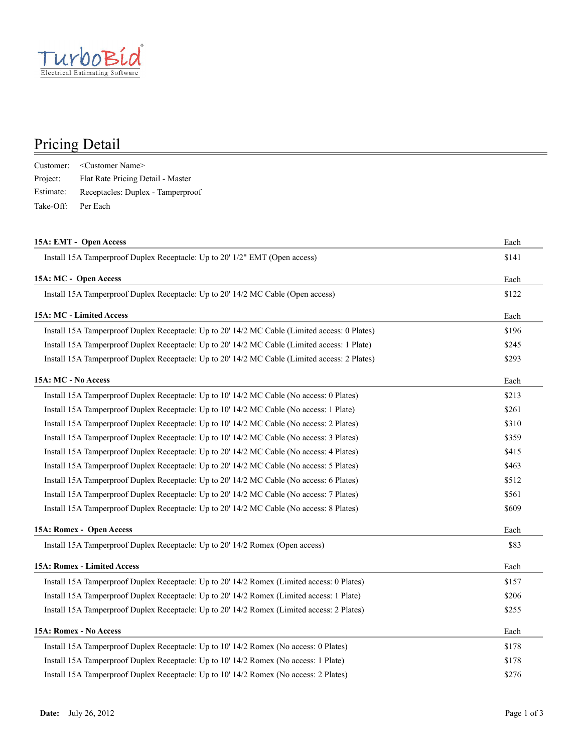TurboBid®
Electrical Estimating Software

# Pricing Detail

Customer: <Customer Name>
Project: Flat Rate Pricing Detail - Master
Estimate: Receptacles: Duplex - Tamperproof
Take-Off: Per Each

| **15A: EMT - Open Access** | Each |
|---|---|
| Install 15A Tamperproof Duplex Receptacle: Up to 20' 1/2" EMT (Open access) | $141 |

| **15A: MC - Open Access** | Each |
|---|---|
| Install 15A Tamperproof Duplex Receptacle: Up to 20' 14/2 MC Cable (Open access) | $122 |

| **15A: MC - Limited Access** | Each |
|---|---|
| Install 15A Tamperproof Duplex Receptacle: Up to 20' 14/2 MC Cable (Limited access: 0 Plates) | $196 |
| Install 15A Tamperproof Duplex Receptacle: Up to 20' 14/2 MC Cable (Limited access: 1 Plate) | $245 |
| Install 15A Tamperproof Duplex Receptacle: Up to 20' 14/2 MC Cable (Limited access: 2 Plates) | $293 |

| **15A: MC - No Access** | Each |
|---|---|
| Install 15A Tamperproof Duplex Receptacle: Up to 10' 14/2 MC Cable (No access: 0 Plates) | $213 |
| Install 15A Tamperproof Duplex Receptacle: Up to 10' 14/2 MC Cable (No access: 1 Plate) | $261 |
| Install 15A Tamperproof Duplex Receptacle: Up to 10' 14/2 MC Cable (No access: 2 Plates) | $310 |
| Install 15A Tamperproof Duplex Receptacle: Up to 10' 14/2 MC Cable (No access: 3 Plates) | $359 |
| Install 15A Tamperproof Duplex Receptacle: Up to 20' 14/2 MC Cable (No access: 4 Plates) | $415 |
| Install 15A Tamperproof Duplex Receptacle: Up to 20' 14/2 MC Cable (No access: 5 Plates) | $463 |
| Install 15A Tamperproof Duplex Receptacle: Up to 20' 14/2 MC Cable (No access: 6 Plates) | $512 |
| Install 15A Tamperproof Duplex Receptacle: Up to 20' 14/2 MC Cable (No access: 7 Plates) | $561 |
| Install 15A Tamperproof Duplex Receptacle: Up to 20' 14/2 MC Cable (No access: 8 Plates) | $609 |

| **15A: Romex - Open Access** | Each |
|---|---|
| Install 15A Tamperproof Duplex Receptacle: Up to 20' 14/2 Romex (Open access) | $83 |

| **15A: Romex - Limited Access** | Each |
|---|---|
| Install 15A Tamperproof Duplex Receptacle: Up to 20' 14/2 Romex (Limited access: 0 Plates) | $157 |
| Install 15A Tamperproof Duplex Receptacle: Up to 20' 14/2 Romex (Limited access: 1 Plate) | $206 |
| Install 15A Tamperproof Duplex Receptacle: Up to 20' 14/2 Romex (Limited access: 2 Plates) | $255 |

| **15A: Romex - No Access** | Each |
|---|---|
| Install 15A Tamperproof Duplex Receptacle: Up to 10' 14/2 Romex (No access: 0 Plates) | $178 |
| Install 15A Tamperproof Duplex Receptacle: Up to 10' 14/2 Romex (No access: 1 Plate) | $178 |
| Install 15A Tamperproof Duplex Receptacle: Up to 10' 14/2 Romex (No access: 2 Plates) | $276 |

**Date:** July 26, 2012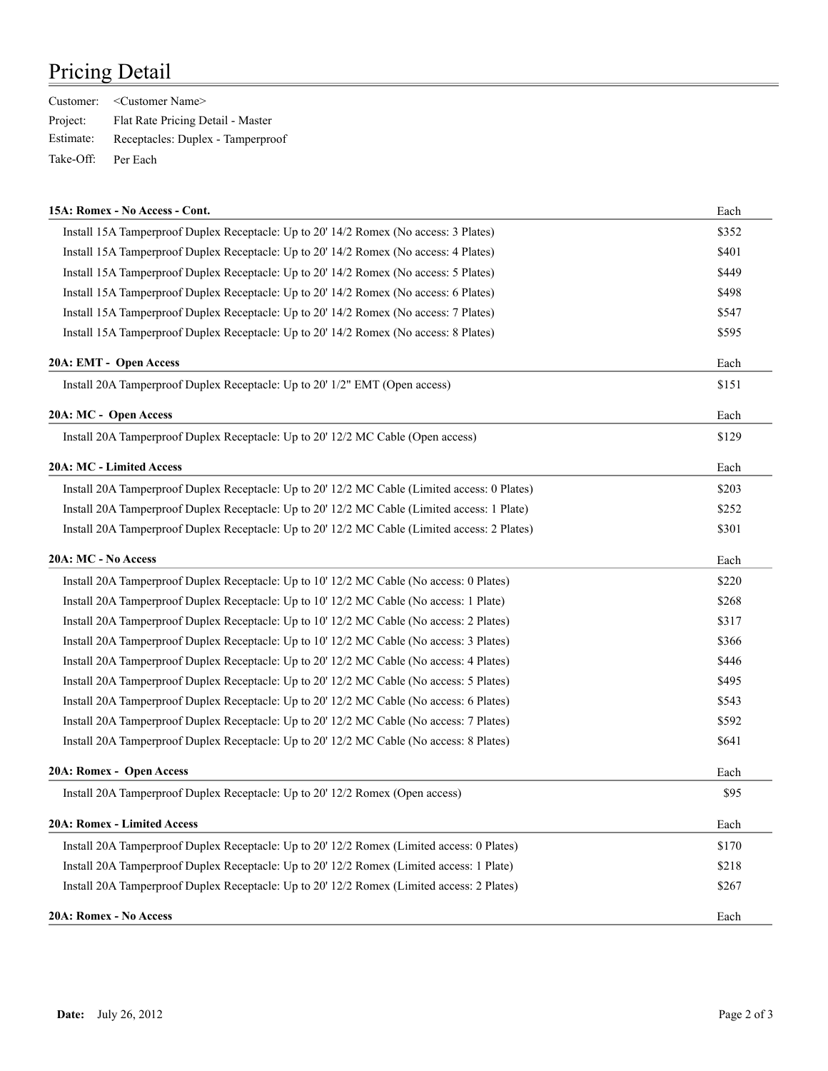# Pricing Detail

Customer: <Customer Name>

Project: Flat Rate Pricing Detail - Master

Estimate: Receptacles: Duplex - Tamperproof

Take-Off: Per Each

| 15A: Romex - No Access - Cont. | Each |
|---|---|
| Install 15A Tamperproof Duplex Receptacle: Up to 20' 14/2 Romex (No access: 3 Plates) | $352 |
| Install 15A Tamperproof Duplex Receptacle: Up to 20' 14/2 Romex (No access: 4 Plates) | $401 |
| Install 15A Tamperproof Duplex Receptacle: Up to 20' 14/2 Romex (No access: 5 Plates) | $449 |
| Install 15A Tamperproof Duplex Receptacle: Up to 20' 14/2 Romex (No access: 6 Plates) | $498 |
| Install 15A Tamperproof Duplex Receptacle: Up to 20' 14/2 Romex (No access: 7 Plates) | $547 |
| Install 15A Tamperproof Duplex Receptacle: Up to 20' 14/2 Romex (No access: 8 Plates) | $595 |

| 20A: EMT - Open Access | Each |
|---|---|
| Install 20A Tamperproof Duplex Receptacle: Up to 20' 1/2" EMT (Open access) | $151 |

| 20A: MC - Open Access | Each |
|---|---|
| Install 20A Tamperproof Duplex Receptacle: Up to 20' 12/2 MC Cable (Open access) | $129 |

| 20A: MC - Limited Access | Each |
|---|---|
| Install 20A Tamperproof Duplex Receptacle: Up to 20' 12/2 MC Cable (Limited access: 0 Plates) | $203 |
| Install 20A Tamperproof Duplex Receptacle: Up to 20' 12/2 MC Cable (Limited access: 1 Plate) | $252 |
| Install 20A Tamperproof Duplex Receptacle: Up to 20' 12/2 MC Cable (Limited access: 2 Plates) | $301 |

| 20A: MC - No Access | Each |
|---|---|
| Install 20A Tamperproof Duplex Receptacle: Up to 10' 12/2 MC Cable (No access: 0 Plates) | $220 |
| Install 20A Tamperproof Duplex Receptacle: Up to 10' 12/2 MC Cable (No access: 1 Plate) | $268 |
| Install 20A Tamperproof Duplex Receptacle: Up to 10' 12/2 MC Cable (No access: 2 Plates) | $317 |
| Install 20A Tamperproof Duplex Receptacle: Up to 10' 12/2 MC Cable (No access: 3 Plates) | $366 |
| Install 20A Tamperproof Duplex Receptacle: Up to 20' 12/2 MC Cable (No access: 4 Plates) | $446 |
| Install 20A Tamperproof Duplex Receptacle: Up to 20' 12/2 MC Cable (No access: 5 Plates) | $495 |
| Install 20A Tamperproof Duplex Receptacle: Up to 20' 12/2 MC Cable (No access: 6 Plates) | $543 |
| Install 20A Tamperproof Duplex Receptacle: Up to 20' 12/2 MC Cable (No access: 7 Plates) | $592 |
| Install 20A Tamperproof Duplex Receptacle: Up to 20' 12/2 MC Cable (No access: 8 Plates) | $641 |

| 20A: Romex - Open Access | Each |
|---|---|
| Install 20A Tamperproof Duplex Receptacle: Up to 20' 12/2 Romex (Open access) | $95 |

| 20A: Romex - Limited Access | Each |
|---|---|
| Install 20A Tamperproof Duplex Receptacle: Up to 20' 12/2 Romex (Limited access: 0 Plates) | $170 |
| Install 20A Tamperproof Duplex Receptacle: Up to 20' 12/2 Romex (Limited access: 1 Plate) | $218 |
| Install 20A Tamperproof Duplex Receptacle: Up to 20' 12/2 Romex (Limited access: 2 Plates) | $267 |

| 20A: Romex - No Access | Each |
|---|---|

**Date:** July 26, 2012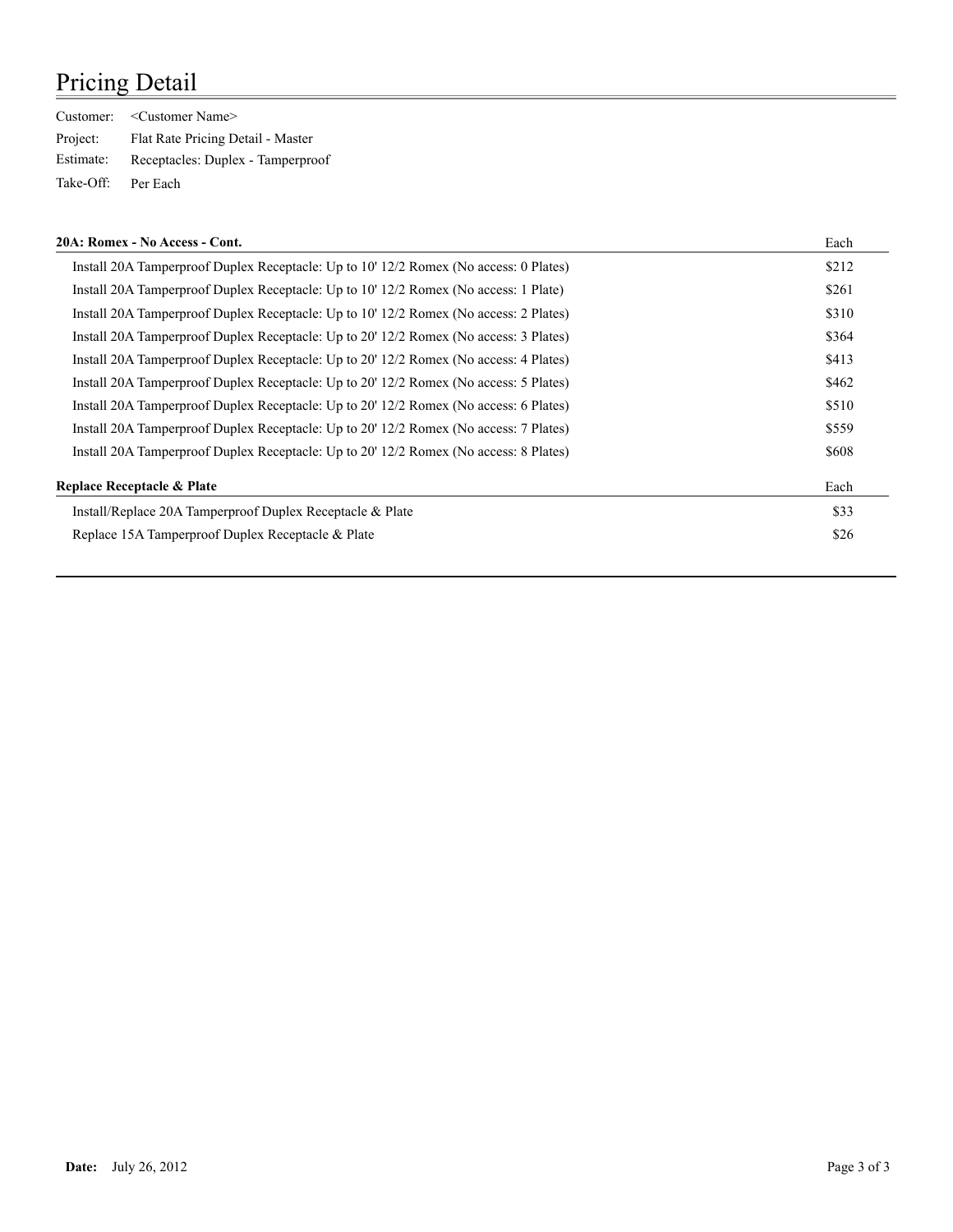# Pricing Detail

Customer: <Customer Name>
Project: Flat Rate Pricing Detail - Master
Estimate: Receptacles: Duplex - Tamperproof
Take-Off: Per Each

| 20A: Romex - No Access - Cont. | Each |
|---|---|
| Install 20A Tamperproof Duplex Receptacle: Up to 10' 12/2 Romex (No access: 0 Plates) | $212 |
| Install 20A Tamperproof Duplex Receptacle: Up to 10' 12/2 Romex (No access: 1 Plate) | $261 |
| Install 20A Tamperproof Duplex Receptacle: Up to 10' 12/2 Romex (No access: 2 Plates) | $310 |
| Install 20A Tamperproof Duplex Receptacle: Up to 20' 12/2 Romex (No access: 3 Plates) | $364 |
| Install 20A Tamperproof Duplex Receptacle: Up to 20' 12/2 Romex (No access: 4 Plates) | $413 |
| Install 20A Tamperproof Duplex Receptacle: Up to 20' 12/2 Romex (No access: 5 Plates) | $462 |
| Install 20A Tamperproof Duplex Receptacle: Up to 20' 12/2 Romex (No access: 6 Plates) | $510 |
| Install 20A Tamperproof Duplex Receptacle: Up to 20' 12/2 Romex (No access: 7 Plates) | $559 |
| Install 20A Tamperproof Duplex Receptacle: Up to 20' 12/2 Romex (No access: 8 Plates) | $608 |

| Replace Receptacle & Plate | Each |
|---|---|
| Install/Replace 20A Tamperproof Duplex Receptacle & Plate | $33 |
| Replace 15A Tamperproof Duplex Receptacle & Plate | $26 |

**Date:** July 26, 2012